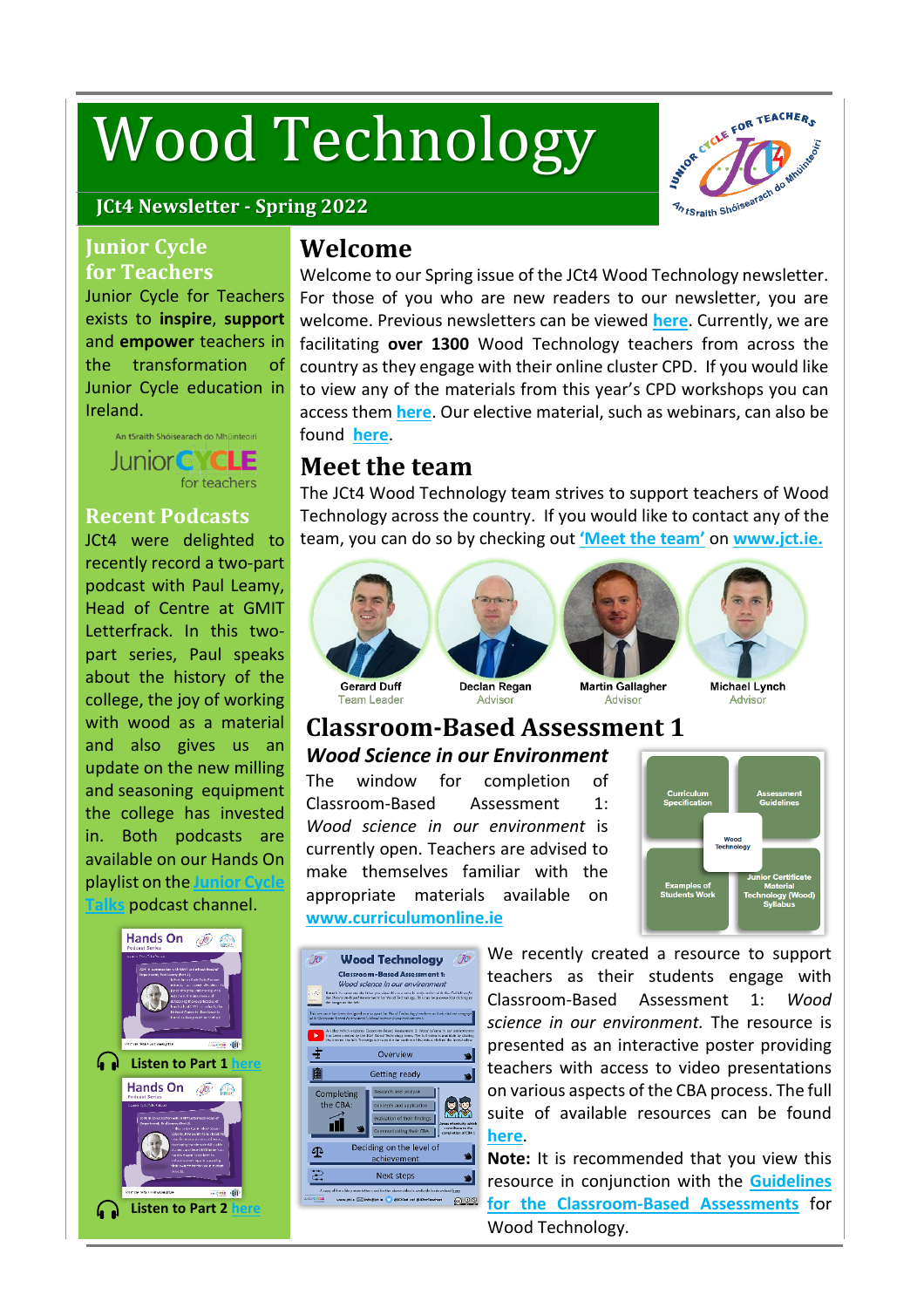# Wood Technology

**JCt4 Newsletter - Spring 2022**

## Welcome

Welcome to our Spring issue of the JCt4 Wood Technology newsletter. For those of you who are new readers to our newsletter, you are welcome. Previous newsletters can be viewed **here**. Currently, we are facilitating **over 1300** Wood Technology teachers from across the country as they engage with their online cluster CPD. If you would like to view any of the materials from this year's CPD workshops you can access them **here**. Our elective material, such as webinars, can also be found **here**.

## Meet the team

The JCt4 Wood Technology team strives to support teachers of Wood Technology across the country. If you would like to contact any of the team, you can do so by checking out **'Meet the team'** on **www.jct.ie.**

Gerard Duff – Team Leader
Declan Regan – Advisor
Martin Gallagher – Advisor
Michael Lynch – Advisor

## Classroom-Based Assessment 1

### *Wood Science in our Environment*

The window for completion of Classroom-Based Assessment 1: *Wood science in our environment* is currently open. Teachers are advised to make themselves familiar with the appropriate materials available on **www.curriculumonline.ie**

Curriculum Specification | Assessment Guidelines | Wood Technology | Examples of Students Work | Junior Certificate Material Technology (Wood) Syllabus

We recently created a resource to support teachers as their students engage with Classroom-Based Assessment 1: *Wood science in our environment.* The resource is presented as an interactive poster providing teachers with access to video presentations on various aspects of the CBA process. The full suite of available resources can be found **here**.

**Note:** It is recommended that you view this resource in conjunction with the **Guidelines for the Classroom-Based Assessments** for Wood Technology.

## Junior Cycle for Teachers

Junior Cycle for Teachers exists to **inspire**, **support** and **empower** teachers in the transformation of Junior Cycle education in Ireland.

## Recent Podcasts

JCt4 were delighted to recently record a two-part podcast with Paul Leamy, Head of Centre at GMIT Letterfrack. In this two-part series, Paul speaks about the history of the college, the joy of working with wood as a material and also gives us an update on the new milling and seasoning equipment the college has invested in. Both podcasts are available on our Hands On playlist on the **Junior Cycle Talks** podcast channel.

**Listen to Part 1 here**

**Listen to Part 2 here**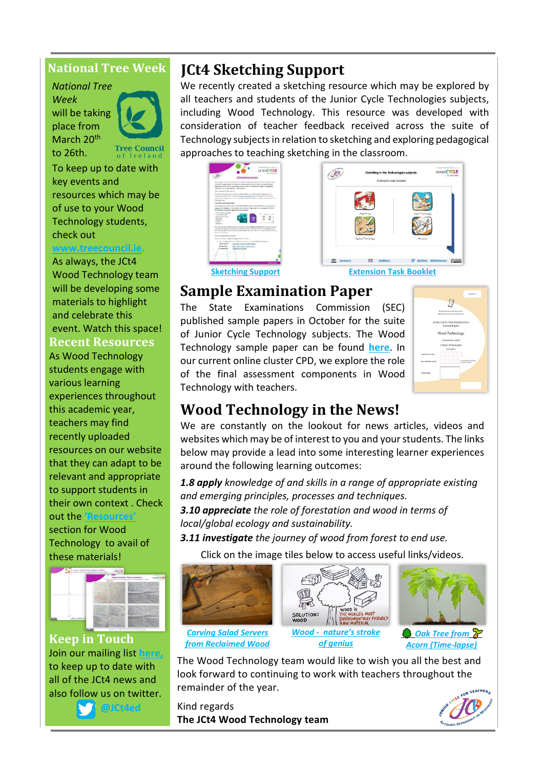## National Tree Week

*National Tree Week* will be taking place from March 20th to 26th.

Tree Council of Ireland

To keep up to date with key events and resources which may be of use to your Wood Technology students, check out **www.treecouncil.ie**.

As always, the JCt4 Wood Technology team will be developing some materials to highlight and celebrate this event. Watch this space!

## Recent Resources

As Wood Technology students engage with various learning experiences throughout this academic year, teachers may find recently uploaded resources on our website that they can adapt to be relevant and appropriate to support students in their own context . Check out the **'Resources'** section for Wood Technology to avail of these materials!

## Keep in Touch

Join our mailing list **here**, to keep up to date with all of the JCt4 news and also follow us on twitter. **@JCt4ed**

## JCt4 Sketching Support

We recently created a sketching resource which may be explored by all teachers and students of the Junior Cycle Technologies subjects, including Wood Technology. This resource was developed with consideration of teacher feedback received across the suite of Technology subjects in relation to sketching and exploring pedagogical approaches to teaching sketching in the classroom.

**Sketching Support** **Extension Task Booklet**

## Sample Examination Paper

The State Examinations Commission (SEC) published sample papers in October for the suite of Junior Cycle Technology subjects. The Wood Technology sample paper can be found **here**. In our current online cluster CPD, we explore the role of the final assessment components in Wood Technology with teachers.

## Wood Technology in the News!

We are constantly on the lookout for news articles, videos and websites which may be of interest to you and your students. The links below may provide a lead into some interesting learner experiences around the following learning outcomes:

***1.8 apply*** *knowledge of and skills in a range of appropriate existing and emerging principles, processes and techniques.*

***3.10 appreciate*** *the role of forestation and wood in terms of local/global ecology and sustainability.*

***3.11 investigate*** *the journey of wood from forest to end use.*

Click on the image tiles below to access useful links/videos.

***Carving Salad Servers from Reclaimed Wood*** ***Wood - nature's stroke of genius*** ***Oak Tree from Acorn (Time-lapse)***

The Wood Technology team would like to wish you all the best and look forward to continuing to work with teachers throughout the remainder of the year.

Kind regards

**The JCt4 Wood Technology team**